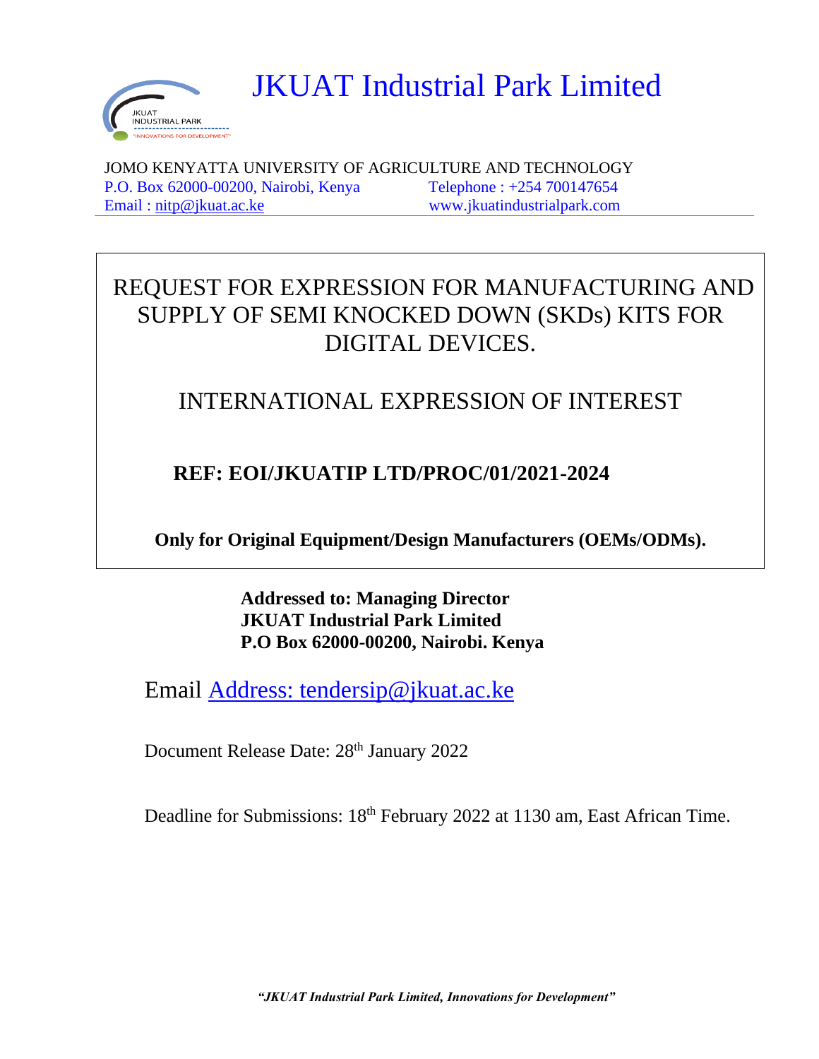# JKUAT Industrial Park Limited

JOMO KENYATTA UNIVERSITY OF AGRICULTURE AND TECHNOLOGY
P.O. Box 62000-00200, Nairobi, Kenya  Telephone : +254 700147654
Email : nitp@jkuat.ac.ke  www.jkuatindustrialpark.com

---

## REQUEST FOR EXPRESSION FOR MANUFACTURING AND SUPPLY OF SEMI KNOCKED DOWN (SKDs) KITS FOR DIGITAL DEVICES.

## INTERNATIONAL EXPRESSION OF INTEREST

**REF: EOI/JKUATIP LTD/PROC/01/2021-2024**

**Only for Original Equipment/Design Manufacturers (OEMs/ODMs).**

**Addressed to: Managing Director**
**JKUAT Industrial Park Limited**
**P.O Box 62000-00200, Nairobi. Kenya**

Email Address: tendersip@jkuat.ac.ke

Document Release Date: 28th January 2022

Deadline for Submissions: 18th February 2022 at 1130 am, East African Time.

*"JKUAT Industrial Park Limited, Innovations for Development"*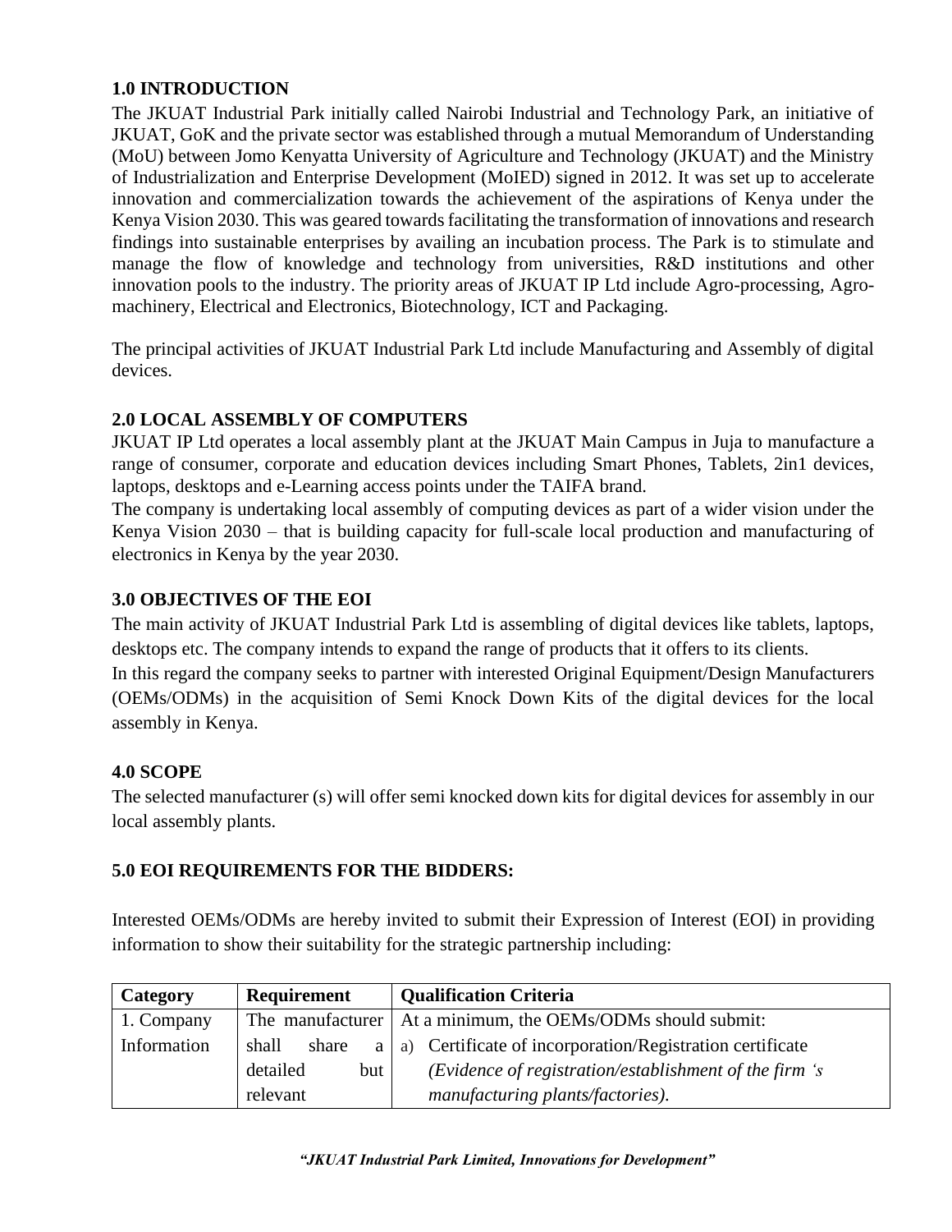## 1.0 INTRODUCTION

The JKUAT Industrial Park initially called Nairobi Industrial and Technology Park, an initiative of JKUAT, GoK and the private sector was established through a mutual Memorandum of Understanding (MoU) between Jomo Kenyatta University of Agriculture and Technology (JKUAT) and the Ministry of Industrialization and Enterprise Development (MoIED) signed in 2012. It was set up to accelerate innovation and commercialization towards the achievement of the aspirations of Kenya under the Kenya Vision 2030. This was geared towards facilitating the transformation of innovations and research findings into sustainable enterprises by availing an incubation process. The Park is to stimulate and manage the flow of knowledge and technology from universities, R&D institutions and other innovation pools to the industry. The priority areas of JKUAT IP Ltd include Agro-processing, Agro-machinery, Electrical and Electronics, Biotechnology, ICT and Packaging.

The principal activities of JKUAT Industrial Park Ltd include Manufacturing and Assembly of digital devices.

## 2.0 LOCAL ASSEMBLY OF COMPUTERS

JKUAT IP Ltd operates a local assembly plant at the JKUAT Main Campus in Juja to manufacture a range of consumer, corporate and education devices including Smart Phones, Tablets, 2in1 devices, laptops, desktops and e-Learning access points under the TAIFA brand.

The company is undertaking local assembly of computing devices as part of a wider vision under the Kenya Vision 2030 – that is building capacity for full-scale local production and manufacturing of electronics in Kenya by the year 2030.

## 3.0 OBJECTIVES OF THE EOI

The main activity of JKUAT Industrial Park Ltd is assembling of digital devices like tablets, laptops, desktops etc. The company intends to expand the range of products that it offers to its clients.

In this regard the company seeks to partner with interested Original Equipment/Design Manufacturers (OEMs/ODMs) in the acquisition of Semi Knock Down Kits of the digital devices for the local assembly in Kenya.

## 4.0 SCOPE

The selected manufacturer (s) will offer semi knocked down kits for digital devices for assembly in our local assembly plants.

## 5.0 EOI REQUIREMENTS FOR THE BIDDERS:

Interested OEMs/ODMs are hereby invited to submit their Expression of Interest (EOI) in providing information to show their suitability for the strategic partnership including:

| Category | Requirement | Qualification Criteria |
|---|---|---|
| 1. Company Information | The manufacturer shall share a detailed but relevant | At a minimum, the OEMs/ODMs should submit:<br>a) Certificate of incorporation/Registration certificate *(Evidence of registration/establishment of the firm 's manufacturing plants/factories).* |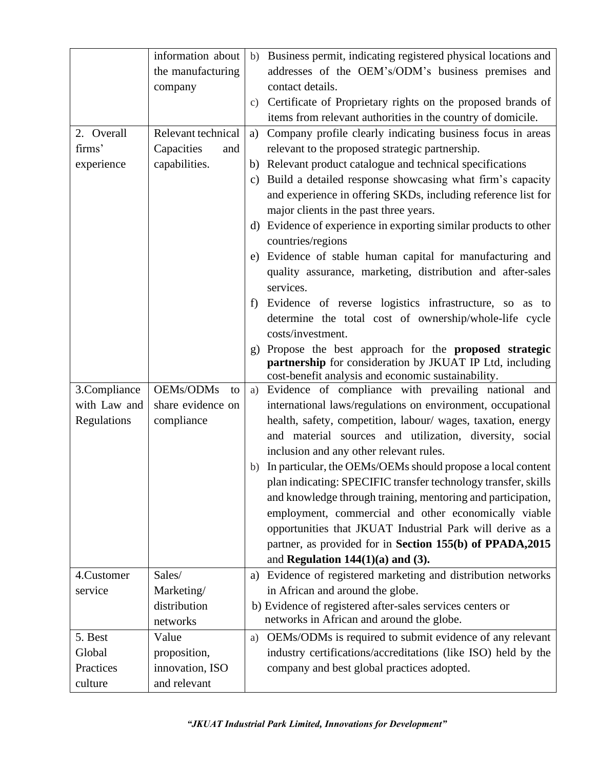| | | |
|---|---|---|
| | information about the manufacturing company | b) Business permit, indicating registered physical locations and addresses of the OEM's/ODM's business premises and contact details.<br>c) Certificate of Proprietary rights on the proposed brands of items from relevant authorities in the country of domicile. |
| 2. Overall firms' experience | Relevant technical Capacities and capabilities. | a) Company profile clearly indicating business focus in areas relevant to the proposed strategic partnership.<br>b) Relevant product catalogue and technical specifications<br>c) Build a detailed response showcasing what firm's capacity and experience in offering SKDs, including reference list for major clients in the past three years.<br>d) Evidence of experience in exporting similar products to other countries/regions<br>e) Evidence of stable human capital for manufacturing and quality assurance, marketing, distribution and after-sales services.<br>f) Evidence of reverse logistics infrastructure, so as to determine the total cost of ownership/whole-life cycle costs/investment.<br>g) Propose the best approach for the **proposed strategic partnership** for consideration by JKUAT IP Ltd, including cost-benefit analysis and economic sustainability. |
| 3.Compliance with Law and Regulations | OEMs/ODMs to share evidence on compliance | a) Evidence of compliance with prevailing national and international laws/regulations on environment, occupational health, safety, competition, labour/ wages, taxation, energy and material sources and utilization, diversity, social inclusion and any other relevant rules.<br>b) In particular, the OEMs/OEMs should propose a local content plan indicating: SPECIFIC transfer technology transfer, skills and knowledge through training, mentoring and participation, employment, commercial and other economically viable opportunities that JKUAT Industrial Park will derive as a partner, as provided for in **Section 155(b) of PPADA,2015** and **Regulation 144(1)(a) and (3).** |
| 4.Customer service | Sales/ Marketing/ distribution networks | a) Evidence of registered marketing and distribution networks in African and around the globe.<br>b) Evidence of registered after-sales services centers or networks in African and around the globe. |
| 5. Best Global Practices culture | Value proposition, innovation, ISO and relevant | a) OEMs/ODMs is required to submit evidence of any relevant industry certifications/accreditations (like ISO) held by the company and best global practices adopted. |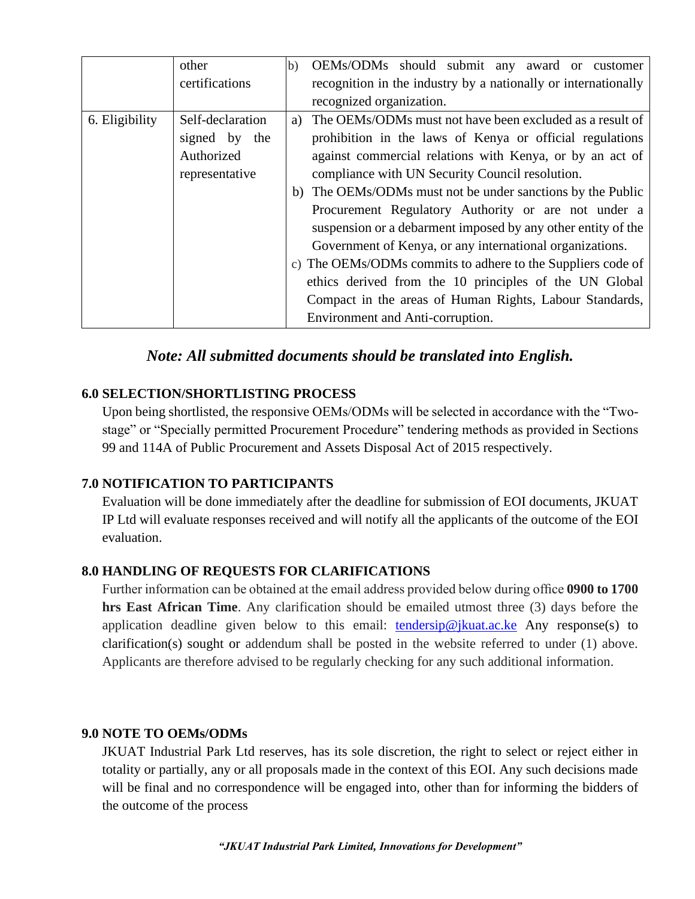|  |  |  |
|---|---|---|
|  | other certifications | b) OEMs/ODMs should submit any award or customer recognition in the industry by a nationally or internationally recognized organization. |
| 6. Eligibility | Self-declaration signed by the Authorized representative | a) The OEMs/ODMs must not have been excluded as a result of prohibition in the laws of Kenya or official regulations against commercial relations with Kenya, or by an act of compliance with UN Security Council resolution.<br>b) The OEMs/ODMs must not be under sanctions by the Public Procurement Regulatory Authority or are not under a suspension or a debarment imposed by any other entity of the Government of Kenya, or any international organizations.<br>c) The OEMs/ODMs commits to adhere to the Suppliers code of ethics derived from the 10 principles of the UN Global Compact in the areas of Human Rights, Labour Standards, Environment and Anti-corruption. |

***Note: All submitted documents should be translated into English.***

### 6.0 SELECTION/SHORTLISTING PROCESS

Upon being shortlisted, the responsive OEMs/ODMs will be selected in accordance with the "Two-stage" or "Specially permitted Procurement Procedure" tendering methods as provided in Sections 99 and 114A of Public Procurement and Assets Disposal Act of 2015 respectively.

### 7.0 NOTIFICATION TO PARTICIPANTS

Evaluation will be done immediately after the deadline for submission of EOI documents, JKUAT IP Ltd will evaluate responses received and will notify all the applicants of the outcome of the EOI evaluation.

### 8.0 HANDLING OF REQUESTS FOR CLARIFICATIONS

Further information can be obtained at the email address provided below during office **0900 to 1700 hrs East African Time**. Any clarification should be emailed utmost three (3) days before the application deadline given below to this email: tendersip@jkuat.ac.ke Any response(s) to clarification(s) sought or addendum shall be posted in the website referred to under (1) above. Applicants are therefore advised to be regularly checking for any such additional information.

### 9.0 NOTE TO OEMs/ODMs

JKUAT Industrial Park Ltd reserves, has its sole discretion, the right to select or reject either in totality or partially, any or all proposals made in the context of this EOI. Any such decisions made will be final and no correspondence will be engaged into, other than for informing the bidders of the outcome of the process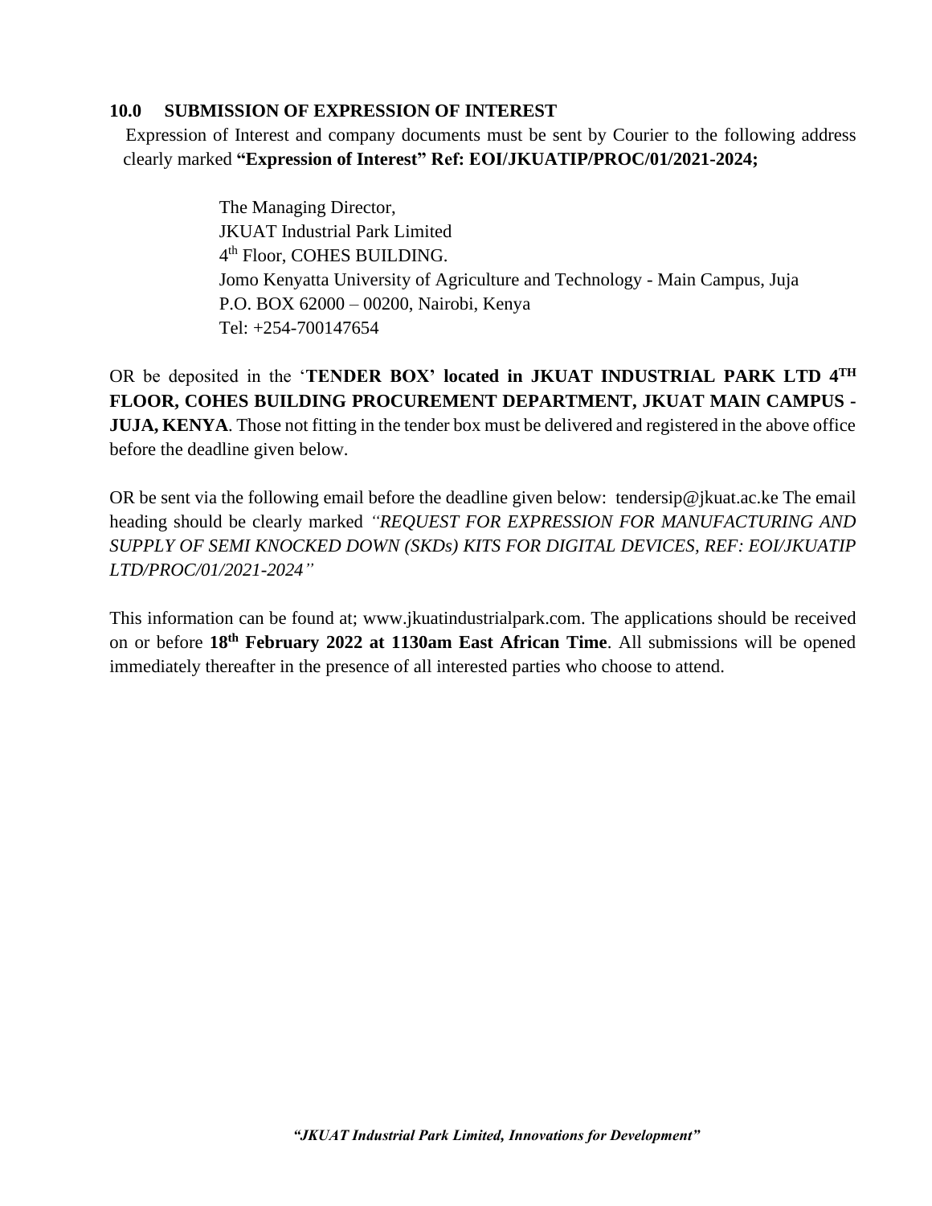## 10.0 SUBMISSION OF EXPRESSION OF INTEREST

Expression of Interest and company documents must be sent by Courier to the following address clearly marked **"Expression of Interest" Ref: EOI/JKUATIP/PROC/01/2021-2024;**

The Managing Director,  
JKUAT Industrial Park Limited  
4th Floor, COHES BUILDING.  
Jomo Kenyatta University of Agriculture and Technology - Main Campus, Juja  
P.O. BOX 62000 – 00200, Nairobi, Kenya  
Tel: +254-700147654

OR be deposited in the '**TENDER BOX' located in JKUAT INDUSTRIAL PARK LTD 4TH FLOOR, COHES BUILDING PROCUREMENT DEPARTMENT, JKUAT MAIN CAMPUS - JUJA, KENYA**. Those not fitting in the tender box must be delivered and registered in the above office before the deadline given below.

OR be sent via the following email before the deadline given below: tendersip@jkuat.ac.ke The email heading should be clearly marked *"REQUEST FOR EXPRESSION FOR MANUFACTURING AND SUPPLY OF SEMI KNOCKED DOWN (SKDs) KITS FOR DIGITAL DEVICES, REF: EOI/JKUATIP LTD/PROC/01/2021-2024"*

This information can be found at; www.jkuatindustrialpark.com. The applications should be received on or before **18th February 2022 at 1130am East African Time**. All submissions will be opened immediately thereafter in the presence of all interested parties who choose to attend.